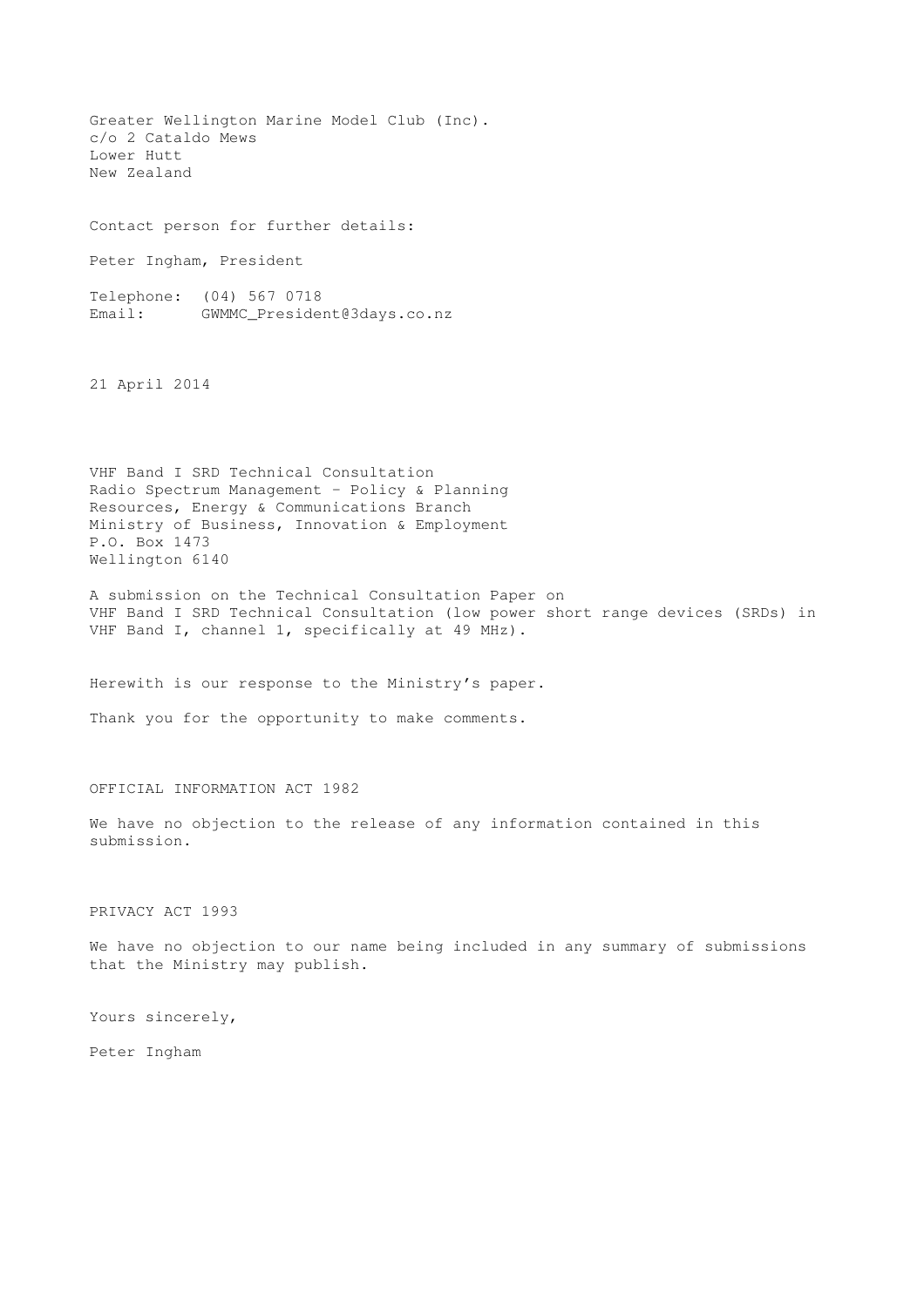Greater Wellington Marine Model Club (Inc).
c/o 2 Cataldo Mews
Lower Hutt
New Zealand

Contact person for further details:

Peter Ingham, President

Telephone: (04) 567 0718
Email: GWMMC_President@3days.co.nz

21 April 2014

VHF Band I SRD Technical Consultation
Radio Spectrum Management – Policy & Planning
Resources, Energy & Communications Branch
Ministry of Business, Innovation & Employment
P.O. Box 1473
Wellington 6140

A submission on the Technical Consultation Paper on VHF Band I SRD Technical Consultation (low power short range devices (SRDs) in VHF Band I, channel 1, specifically at 49 MHz).

Herewith is our response to the Ministry's paper.

Thank you for the opportunity to make comments.

OFFICIAL INFORMATION ACT 1982

We have no objection to the release of any information contained in this submission.

PRIVACY ACT 1993

We have no objection to our name being included in any summary of submissions that the Ministry may publish.

Yours sincerely,

Peter Ingham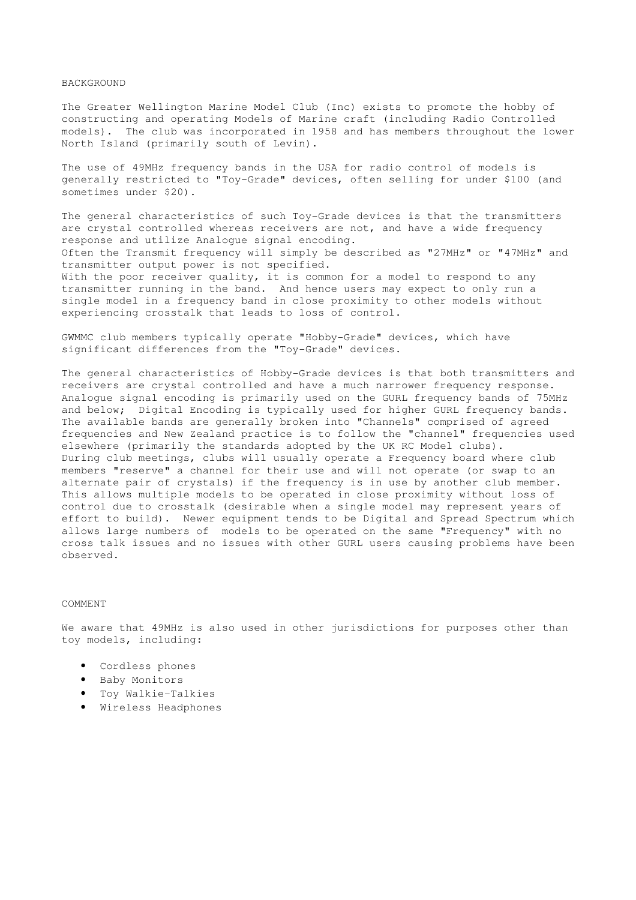## BACKGROUND

The Greater Wellington Marine Model Club (Inc) exists to promote the hobby of constructing and operating Models of Marine craft (including Radio Controlled models). The club was incorporated in 1958 and has members throughout the lower North Island (primarily south of Levin).

The use of 49MHz frequency bands in the USA for radio control of models is generally restricted to "Toy-Grade" devices, often selling for under $100 (and sometimes under $20).

The general characteristics of such Toy-Grade devices is that the transmitters are crystal controlled whereas receivers are not, and have a wide frequency response and utilize Analogue signal encoding.
Often the Transmit frequency will simply be described as "27MHz" or "47MHz" and transmitter output power is not specified.
With the poor receiver quality, it is common for a model to respond to any transmitter running in the band. And hence users may expect to only run a single model in a frequency band in close proximity to other models without experiencing crosstalk that leads to loss of control.

GWMMC club members typically operate "Hobby-Grade" devices, which have significant differences from the "Toy-Grade" devices.

The general characteristics of Hobby-Grade devices is that both transmitters and receivers are crystal controlled and have a much narrower frequency response. Analogue signal encoding is primarily used on the GURL frequency bands of 75MHz and below; Digital Encoding is typically used for higher GURL frequency bands. The available bands are generally broken into "Channels" comprised of agreed frequencies and New Zealand practice is to follow the "channel" frequencies used elsewhere (primarily the standards adopted by the UK RC Model clubs).
During club meetings, clubs will usually operate a Frequency board where club members "reserve" a channel for their use and will not operate (or swap to an alternate pair of crystals) if the frequency is in use by another club member. This allows multiple models to be operated in close proximity without loss of control due to crosstalk (desirable when a single model may represent years of effort to build). Newer equipment tends to be Digital and Spread Spectrum which allows large numbers of models to be operated on the same "Frequency" with no cross talk issues and no issues with other GURL users causing problems have been observed.

## COMMENT

We aware that 49MHz is also used in other jurisdictions for purposes other than toy models, including:

- Cordless phones
- Baby Monitors
- Toy Walkie-Talkies
- Wireless Headphones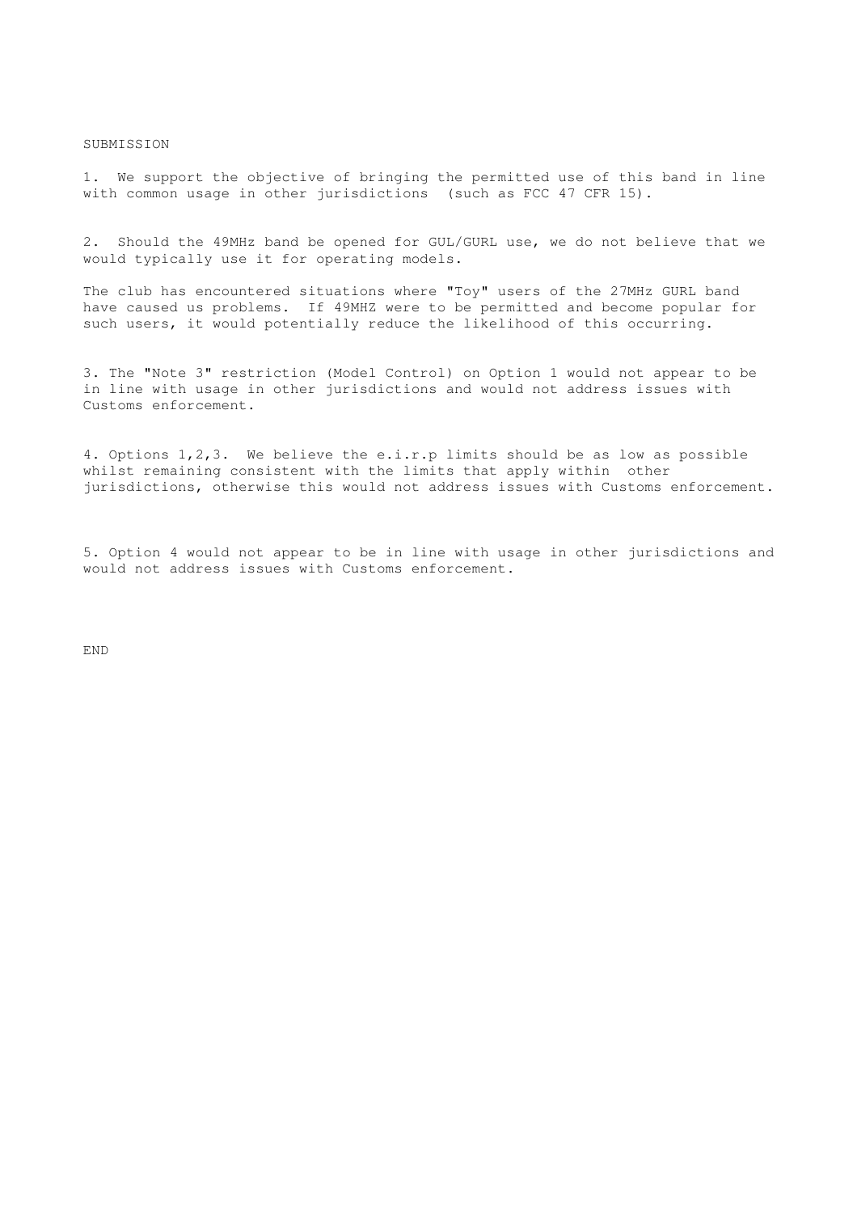SUBMISSION

1. We support the objective of bringing the permitted use of this band in line with common usage in other jurisdictions (such as FCC 47 CFR 15).

2. Should the 49MHz band be opened for GUL/GURL use, we do not believe that we would typically use it for operating models.

The club has encountered situations where "Toy" users of the 27MHz GURL band have caused us problems. If 49MHZ were to be permitted and become popular for such users, it would potentially reduce the likelihood of this occurring.

3. The "Note 3" restriction (Model Control) on Option 1 would not appear to be in line with usage in other jurisdictions and would not address issues with Customs enforcement.

4. Options 1,2,3. We believe the e.i.r.p limits should be as low as possible whilst remaining consistent with the limits that apply within other jurisdictions, otherwise this would not address issues with Customs enforcement.

5. Option 4 would not appear to be in line with usage in other jurisdictions and would not address issues with Customs enforcement.

END